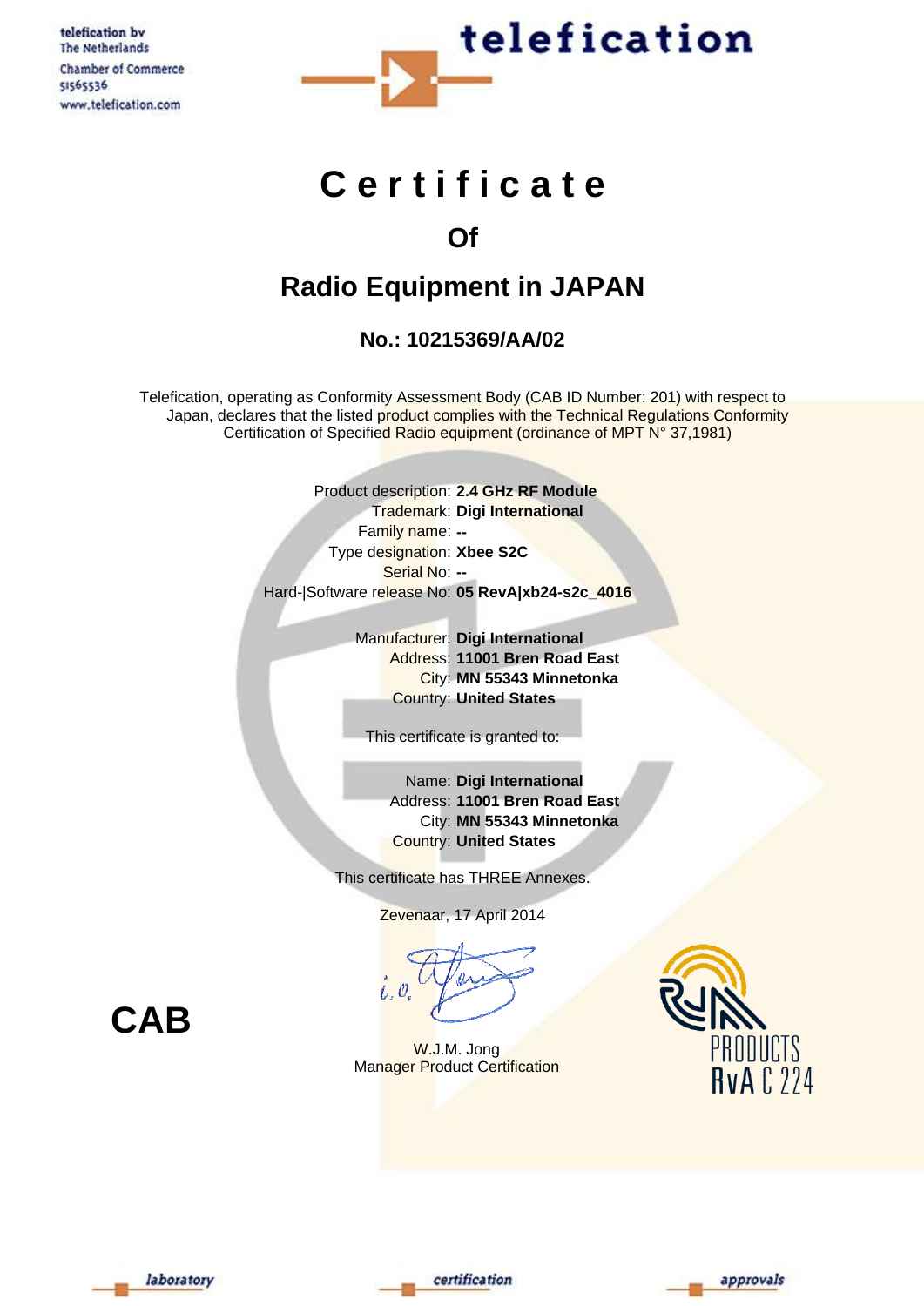telefication bv
The Netherlands
Chamber of Commerce
51565536
www.telefication.com

telefication

# Certificate

## Of

## Radio Equipment in JAPAN

### No.: 10215369/AA/02

Telefication, operating as Conformity Assessment Body (CAB ID Number: 201) with respect to Japan, declares that the listed product complies with the Technical Regulations Conformity Certification of Specified Radio equipment (ordinance of MPT N° 37,1981)

Product description: **2.4 GHz RF Module**
Trademark: **Digi International**
Family name: **--**
Type designation: **Xbee S2C**
Serial No: **--**
Hard-|Software release No: **05 RevA|xb24-s2c_4016**

Manufacturer: **Digi International**
Address: **11001 Bren Road East**
City: **MN 55343 Minnetonka**
Country: **United States**

This certificate is granted to:

Name: **Digi International**
Address: **11001 Bren Road East**
City: **MN 55343 Minnetonka**
Country: **United States**

This certificate has THREE Annexes.

Zevenaar, 17 April 2014

i.o.

W.J.M. Jong
Manager Product Certification

**CAB**

RvA PRODUCTS
RvA C 224

laboratory certification approvals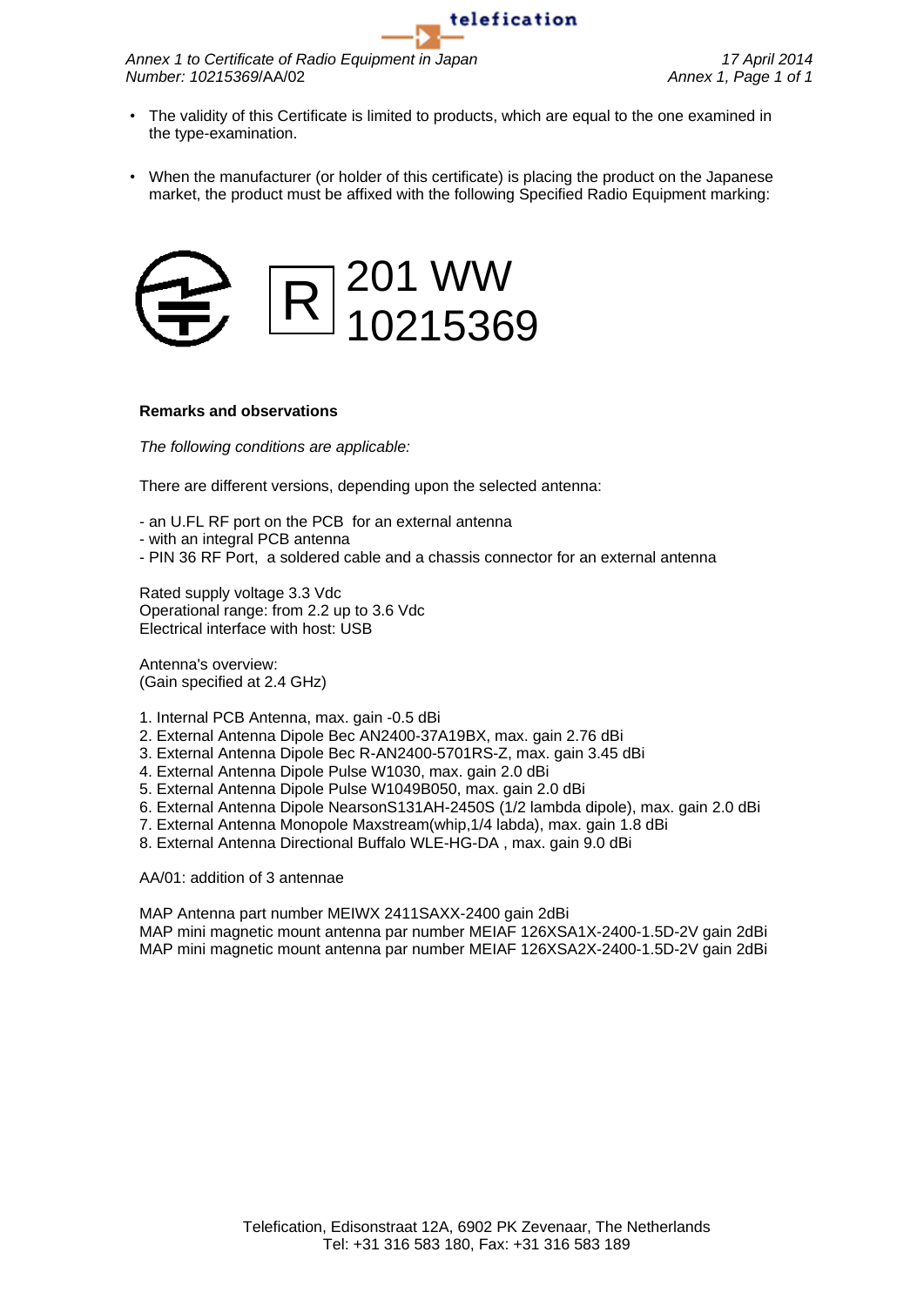Annex 1 to Certificate of Radio Equipment in Japan
Number: 10215369/AA/02

17 April 2014

- The validity of this Certificate is limited to products, which are equal to the one examined in the type-examination.
- When the manufacturer (or holder of this certificate) is placing the product on the Japanese market, the product must be affixed with the following Specified Radio Equipment marking:

R 201 WW
10215369

**Remarks and observations**

*The following conditions are applicable:*

There are different versions, depending upon the selected antenna:

- an U.FL RF port on the PCB for an external antenna
- with an integral PCB antenna
- PIN 36 RF Port, a soldered cable and a chassis connector for an external antenna

Rated supply voltage 3.3 Vdc
Operational range: from 2.2 up to 3.6 Vdc
Electrical interface with host: USB

Antenna's overview:
(Gain specified at 2.4 GHz)

1. Internal PCB Antenna, max. gain -0.5 dBi
2. External Antenna Dipole Bec AN2400-37A19BX, max. gain 2.76 dBi
3. External Antenna Dipole Bec R-AN2400-5701RS-Z, max. gain 3.45 dBi
4. External Antenna Dipole Pulse W1030, max. gain 2.0 dBi
5. External Antenna Dipole Pulse W1049B050, max. gain 2.0 dBi
6. External Antenna Dipole NearsonS131AH-2450S (1/2 lambda dipole), max. gain 2.0 dBi
7. External Antenna Monopole Maxstream(whip,1/4 labda), max. gain 1.8 dBi
8. External Antenna Directional Buffalo WLE-HG-DA , max. gain 9.0 dBi

AA/01: addition of 3 antennae

MAP Antenna part number MEIWX 2411SAXX-2400 gain 2dBi
MAP mini magnetic mount antenna par number MEIAF 126XSA1X-2400-1.5D-2V gain 2dBi
MAP mini magnetic mount antenna par number MEIAF 126XSA2X-2400-1.5D-2V gain 2dBi

Telefication, Edisonstraat 12A, 6902 PK Zevenaar, The Netherlands
Tel: +31 316 583 180, Fax: +31 316 583 189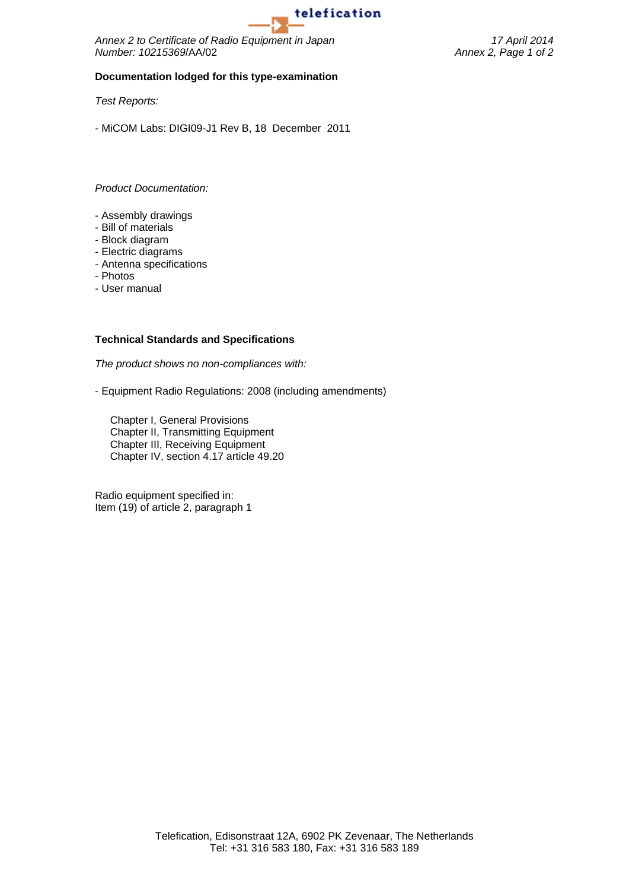Annex 2 to Certificate of Radio Equipment in Japan
Number: 10215369/AA/02

17 April 2014

## Documentation lodged for this type-examination

*Test Reports:*

- MiCOM Labs: DIGI09-J1 Rev B, 18 December 2011

*Product Documentation:*

- Assembly drawings
- Bill of materials
- Block diagram
- Electric diagrams
- Antenna specifications
- Photos
- User manual

## Technical Standards and Specifications

*The product shows no non-compliances with:*

- Equipment Radio Regulations: 2008 (including amendments)

  Chapter I, General Provisions
  Chapter II, Transmitting Equipment
  Chapter III, Receiving Equipment
  Chapter IV, section 4.17 article 49.20

Radio equipment specified in:
Item (19) of article 2, paragraph 1

Telefication, Edisonstraat 12A, 6902 PK Zevenaar, The Netherlands
Tel: +31 316 583 180, Fax: +31 316 583 189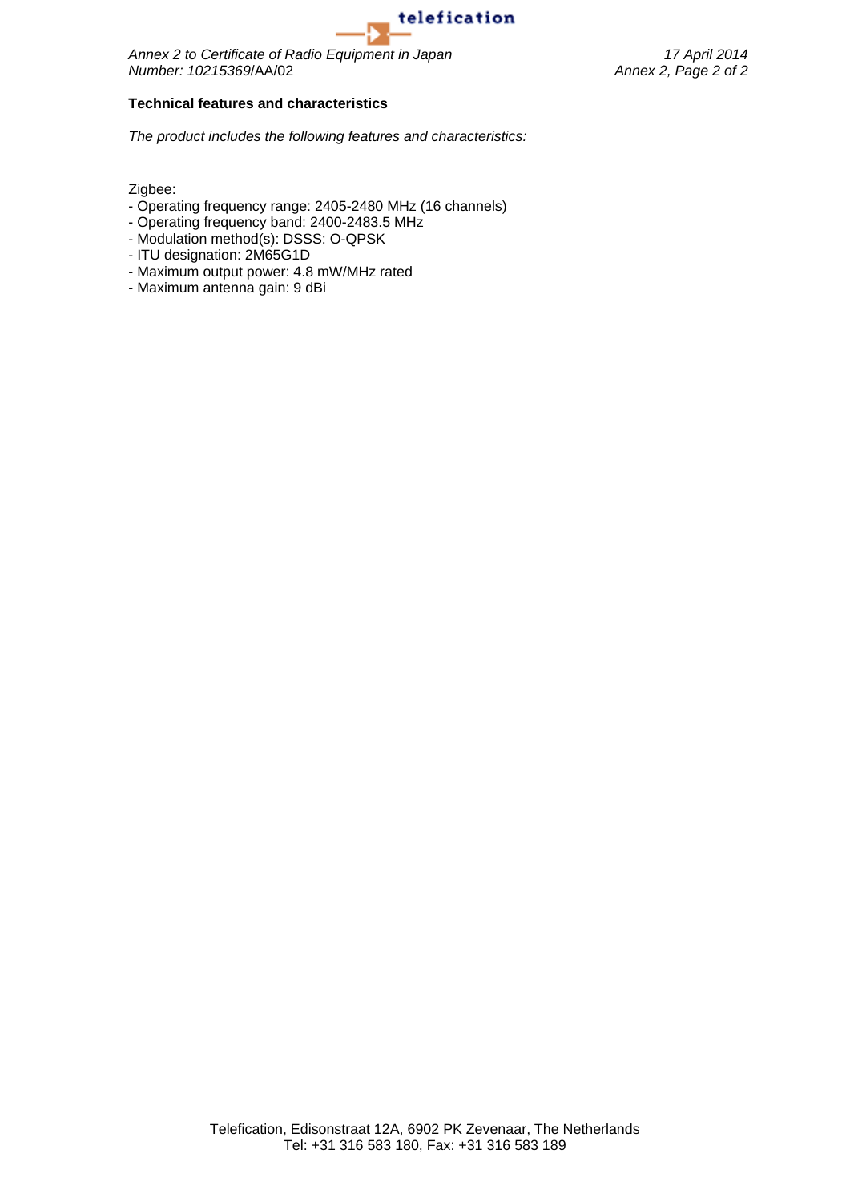**Technical features and characteristics**

*The product includes the following features and characteristics:*

Zigbee:

- Operating frequency range: 2405-2480 MHz (16 channels)
- Operating frequency band: 2400-2483.5 MHz
- Modulation method(s): DSSS: O-QPSK
- ITU designation: 2M65G1D
- Maximum output power: 4.8 mW/MHz rated
- Maximum antenna gain: 9 dBi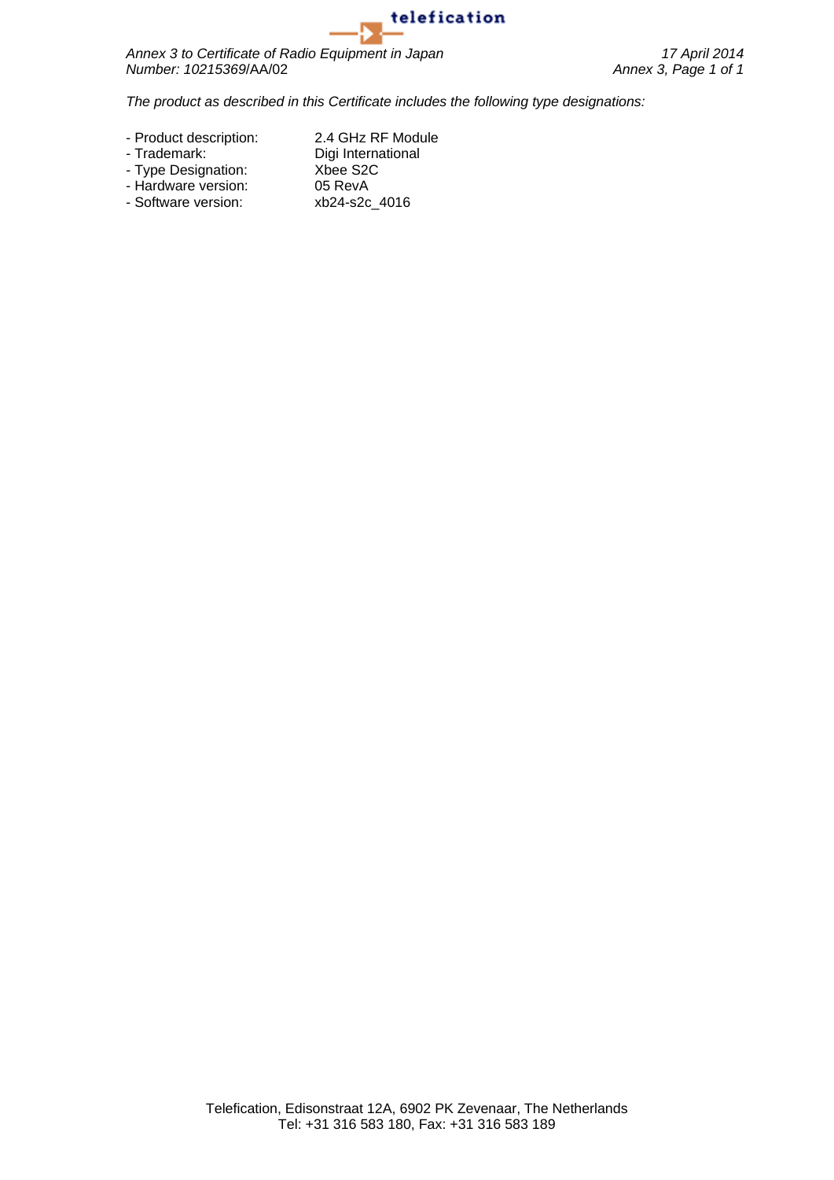*Annex 3 to Certificate of Radio Equipment in Japan*
*Number: 10215369*/AA/02

*17 April 2014*
*Annex 3, Page 1 of 1*

*The product as described in this Certificate includes the following type designations:*

| | |
|---|---|
| - Product description: | 2.4 GHz RF Module |
| - Trademark: | Digi International |
| - Type Designation: | Xbee S2C |
| - Hardware version: | 05 RevA |
| - Software version: | xb24-s2c_4016 |

Telefication, Edisonstraat 12A, 6902 PK Zevenaar, The Netherlands
Tel: +31 316 583 180, Fax: +31 316 583 189